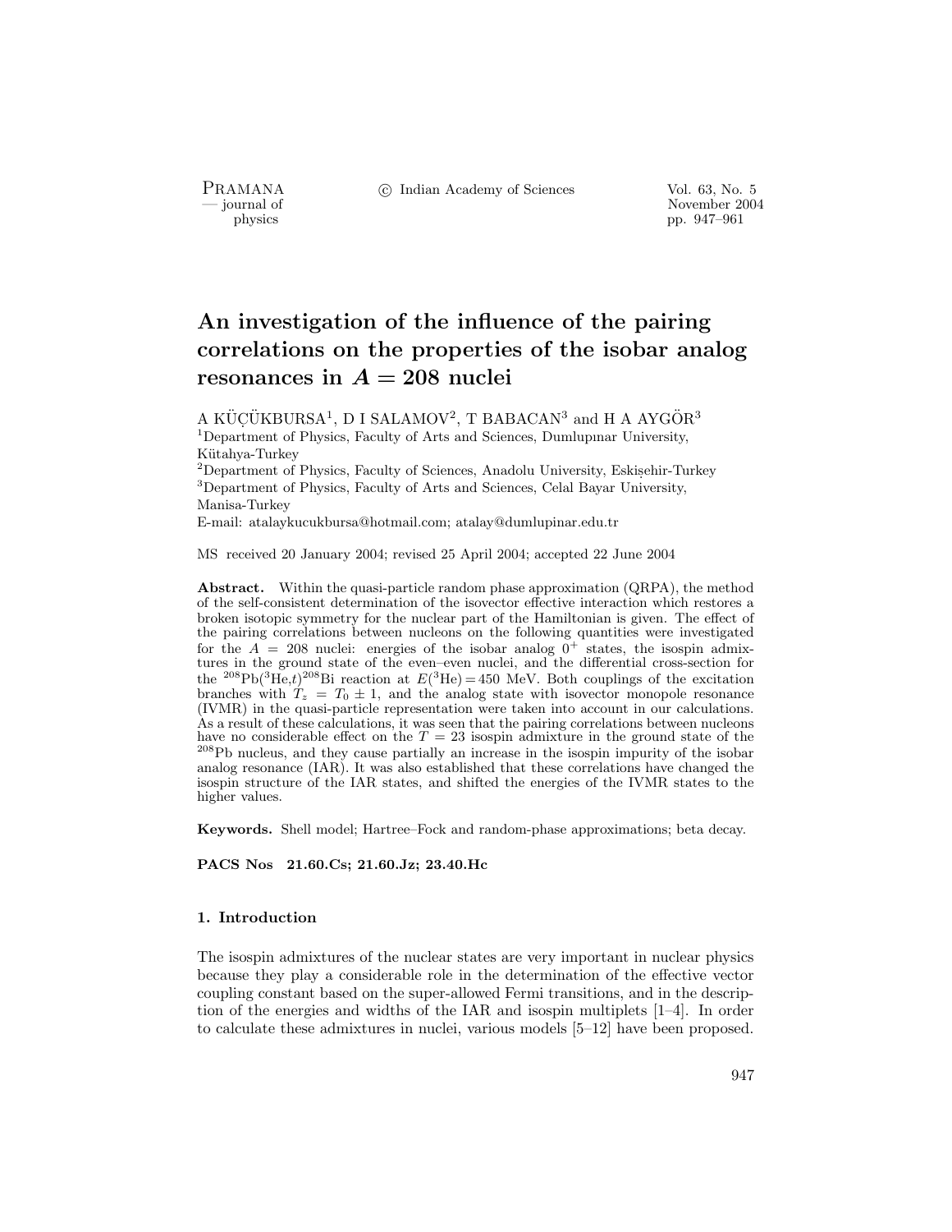# An investigation of the influence of the pairing correlations on the properties of the isobar analog resonances in $A = 208$ nuclei

A KÜÇÜKBURSA[1], D I SALAMOV[2], T BABACAN[3] and H A AYGÖR[3]

[1]Department of Physics, Faculty of Arts and Sciences, Dumlupınar University, Kütahya-Turkey

[2]Department of Physics, Faculty of Sciences, Anadolu University, Eskişehir-Turkey

[3]Department of Physics, Faculty of Arts and Sciences, Celal Bayar University, Manisa-Turkey

E-mail: atalaykucukbursa@hotmail.com; atalay@dumlupinar.edu.tr

MS received 20 January 2004; revised 25 April 2004; accepted 22 June 2004

**Abstract.** Within the quasi-particle random phase approximation (QRPA), the method of the self-consistent determination of the isovector effective interaction which restores a broken isotopic symmetry for the nuclear part of the Hamiltonian is given. The effect of the pairing correlations between nucleons on the following quantities were investigated for the $A = 208$ nuclei: energies of the isobar analog $0^+$ states, the isospin admixtures in the ground state of the even–even nuclei, and the differential cross-section for the $^{208}$Pb($^{3}$He,$t$)$^{208}$Bi reaction at $E(^{3}\mathrm{He}) = 450$ MeV. Both couplings of the excitation branches with $T_z = T_0 \pm 1$, and the analog state with isovector monopole resonance (IVMR) in the quasi-particle representation were taken into account in our calculations. As a result of these calculations, it was seen that the pairing correlations between nucleons have no considerable effect on the $T = 23$ isospin admixture in the ground state of the $^{208}$Pb nucleus, and they cause partially an increase in the isospin impurity of the isobar analog resonance (IAR). It was also established that these correlations have changed the isospin structure of the IAR states, and shifted the energies of the IVMR states to the higher values.

**Keywords.** Shell model; Hartree–Fock and random-phase approximations; beta decay.

**PACS Nos** 21.60.Cs; 21.60.Jz; 23.40.Hc

## 1. Introduction

The isospin admixtures of the nuclear states are very important in nuclear physics because they play a considerable role in the determination of the effective vector coupling constant based on the super-allowed Fermi transitions, and in the description of the energies and widths of the IAR and isospin multiplets [1–4]. In order to calculate these admixtures in nuclei, various models [5–12] have been proposed.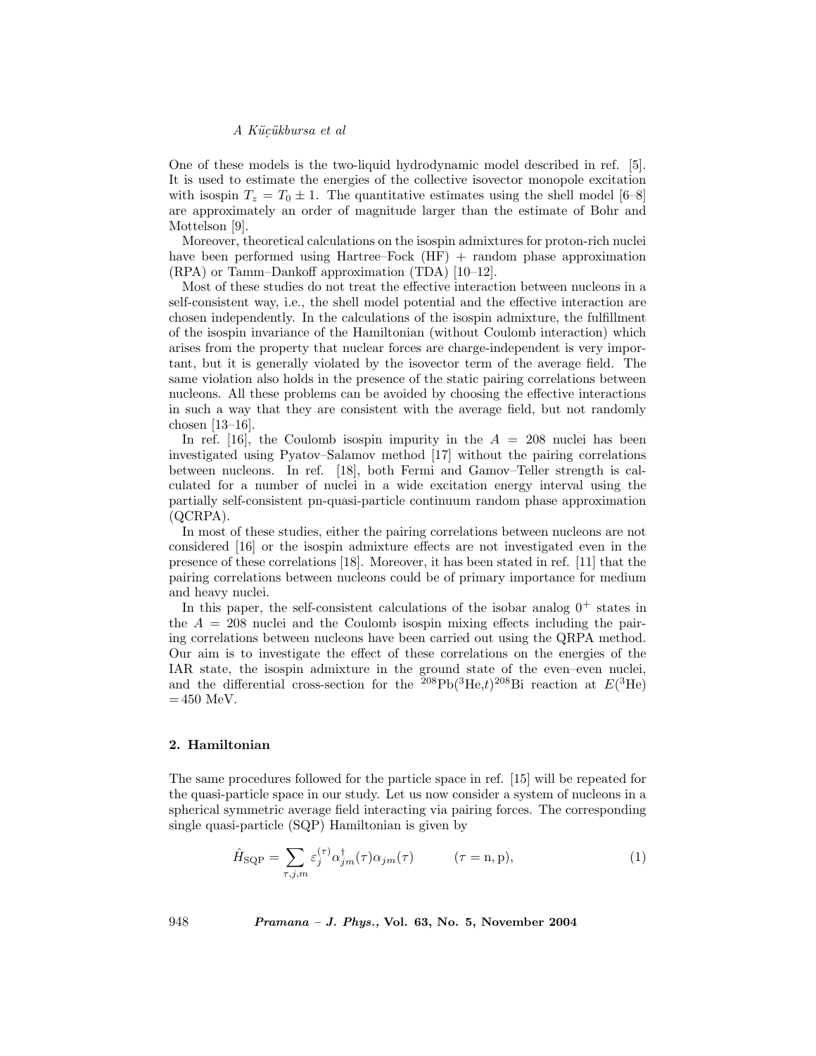One of these models is the two-liquid hydrodynamic model described in ref. [5]. It is used to estimate the energies of the collective isovector monopole excitation with isospin $T_z = T_0 \pm 1$. The quantitative estimates using the shell model [6–8] are approximately an order of magnitude larger than the estimate of Bohr and Mottelson [9].

Moreover, theoretical calculations on the isospin admixtures for proton-rich nuclei have been performed using Hartree–Fock (HF) + random phase approximation (RPA) or Tamm–Dankoff approximation (TDA) [10–12].

Most of these studies do not treat the effective interaction between nucleons in a self-consistent way, i.e., the shell model potential and the effective interaction are chosen independently. In the calculations of the isospin admixture, the fulfillment of the isospin invariance of the Hamiltonian (without Coulomb interaction) which arises from the property that nuclear forces are charge-independent is very important, but it is generally violated by the isovector term of the average field. The same violation also holds in the presence of the static pairing correlations between nucleons. All these problems can be avoided by choosing the effective interactions in such a way that they are consistent with the average field, but not randomly chosen [13–16].

In ref. [16], the Coulomb isospin impurity in the $A = 208$ nuclei has been investigated using Pyatov–Salamov method [17] without the pairing correlations between nucleons. In ref. [18], both Fermi and Gamov–Teller strength is calculated for a number of nuclei in a wide excitation energy interval using the partially self-consistent pn-quasi-particle continuum random phase approximation (QCRPA).

In most of these studies, either the pairing correlations between nucleons are not considered [16] or the isospin admixture effects are not investigated even in the presence of these correlations [18]. Moreover, it has been stated in ref. [11] that the pairing correlations between nucleons could be of primary importance for medium and heavy nuclei.

In this paper, the self-consistent calculations of the isobar analog $0^+$ states in the $A = 208$ nuclei and the Coulomb isospin mixing effects including the pairing correlations between nucleons have been carried out using the QRPA method. Our aim is to investigate the effect of these correlations on the energies of the IAR state, the isospin admixture in the ground state of the even–even nuclei, and the differential cross-section for the $^{208}$Pb($^3$He,$t$)$^{208}$Bi reaction at $E(^3\text{He}) = 450$ MeV.

## 2. Hamiltonian

The same procedures followed for the particle space in ref. [15] will be repeated for the quasi-particle space in our study. Let us now consider a system of nucleons in a spherical symmetric average field interacting via pairing forces. The corresponding single quasi-particle (SQP) Hamiltonian is given by

$$\hat{H}_{\text{SQP}} = \sum_{\tau,j,m} \varepsilon_j^{(\tau)} \alpha_{jm}^{\dagger}(\tau)\alpha_{jm}(\tau) \qquad (\tau = \text{n}, \text{p}), \tag{1}$$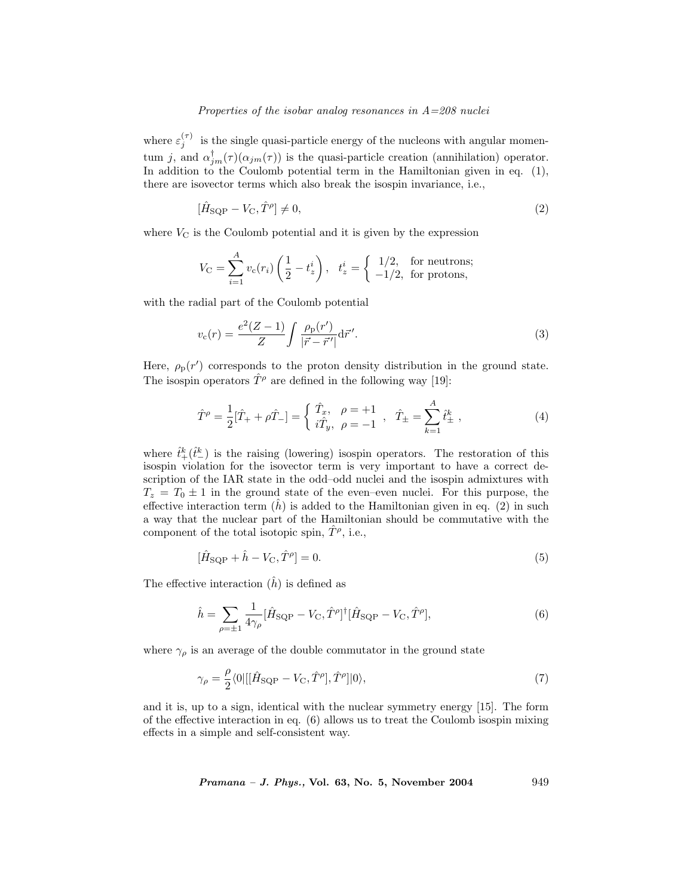where $\varepsilon_j^{(\tau)}$ is the single quasi-particle energy of the nucleons with angular momentum $j$, and $\alpha_{jm}^{\dagger}(\tau)(\alpha_{jm}(\tau))$ is the quasi-particle creation (annihilation) operator. In addition to the Coulomb potential term in the Hamiltonian given in eq. (1), there are isovector terms which also break the isospin invariance, i.e.,

$$[\hat{H}_{\mathrm{SQP}} - V_{\mathrm{C}}, \hat{T}^{\rho}] \neq 0, \tag{2}$$

where $V_{\mathrm{C}}$ is the Coulomb potential and it is given by the expression

$$V_{\mathrm{C}} = \sum_{i=1}^{A} v_{\mathrm{c}}(r_i) \left( \frac{1}{2} - t_z^i \right), \quad t_z^i = \begin{cases} 1/2, & \text{for neutrons;} \\ -1/2, & \text{for protons,} \end{cases}$$

with the radial part of the Coulomb potential

$$v_{\mathrm{c}}(r) = \frac{e^2(Z-1)}{Z} \int \frac{\rho_{\mathrm{p}}(r')}{|\vec{r} - \vec{r}'|} \mathrm{d}\vec{r}'. \tag{3}$$

Here, $\rho_{\mathrm{p}}(r')$ corresponds to the proton density distribution in the ground state. The isospin operators $\hat{T}^{\rho}$ are defined in the following way [19]:

$$\hat{T}^{\rho} = \frac{1}{2}[\hat{T}_{+} + \rho \hat{T}_{-}] = \begin{cases} \hat{T}_x, & \rho = +1 \\ i\hat{T}_y, & \rho = -1 \end{cases}, \quad \hat{T}_{\pm} = \sum_{k=1}^{A} \hat{t}_{\pm}^{k}, \tag{4}$$

where $\hat{t}_{+}^{k}(\hat{t}_{-}^{k})$ is the raising (lowering) isospin operators. The restoration of this isospin violation for the isovector term is very important to have a correct description of the IAR state in the odd–odd nuclei and the isospin admixtures with $T_z = T_0 \pm 1$ in the ground state of the even–even nuclei. For this purpose, the effective interaction term $(\hat{h})$ is added to the Hamiltonian given in eq. (2) in such a way that the nuclear part of the Hamiltonian should be commutative with the component of the total isotopic spin, $\hat{T}^{\rho}$, i.e.,

$$[\hat{H}_{\mathrm{SQP}} + \hat{h} - V_{\mathrm{C}}, \hat{T}^{\rho}] = 0. \tag{5}$$

The effective interaction $(\hat{h})$ is defined as

$$\hat{h} = \sum_{\rho=\pm 1} \frac{1}{4\gamma_{\rho}} [\hat{H}_{\mathrm{SQP}} - V_{\mathrm{C}}, \hat{T}^{\rho}]^{\dagger} [\hat{H}_{\mathrm{SQP}} - V_{\mathrm{C}}, \hat{T}^{\rho}], \tag{6}$$

where $\gamma_{\rho}$ is an average of the double commutator in the ground state

$$\gamma_{\rho} = \frac{\rho}{2} \langle 0 | [[\hat{H}_{\mathrm{SQP}} - V_{\mathrm{C}}, \hat{T}^{\rho}], \hat{T}^{\rho}] | 0 \rangle, \tag{7}$$

and it is, up to a sign, identical with the nuclear symmetry energy [15]. The form of the effective interaction in eq. (6) allows us to treat the Coulomb isospin mixing effects in a simple and self-consistent way.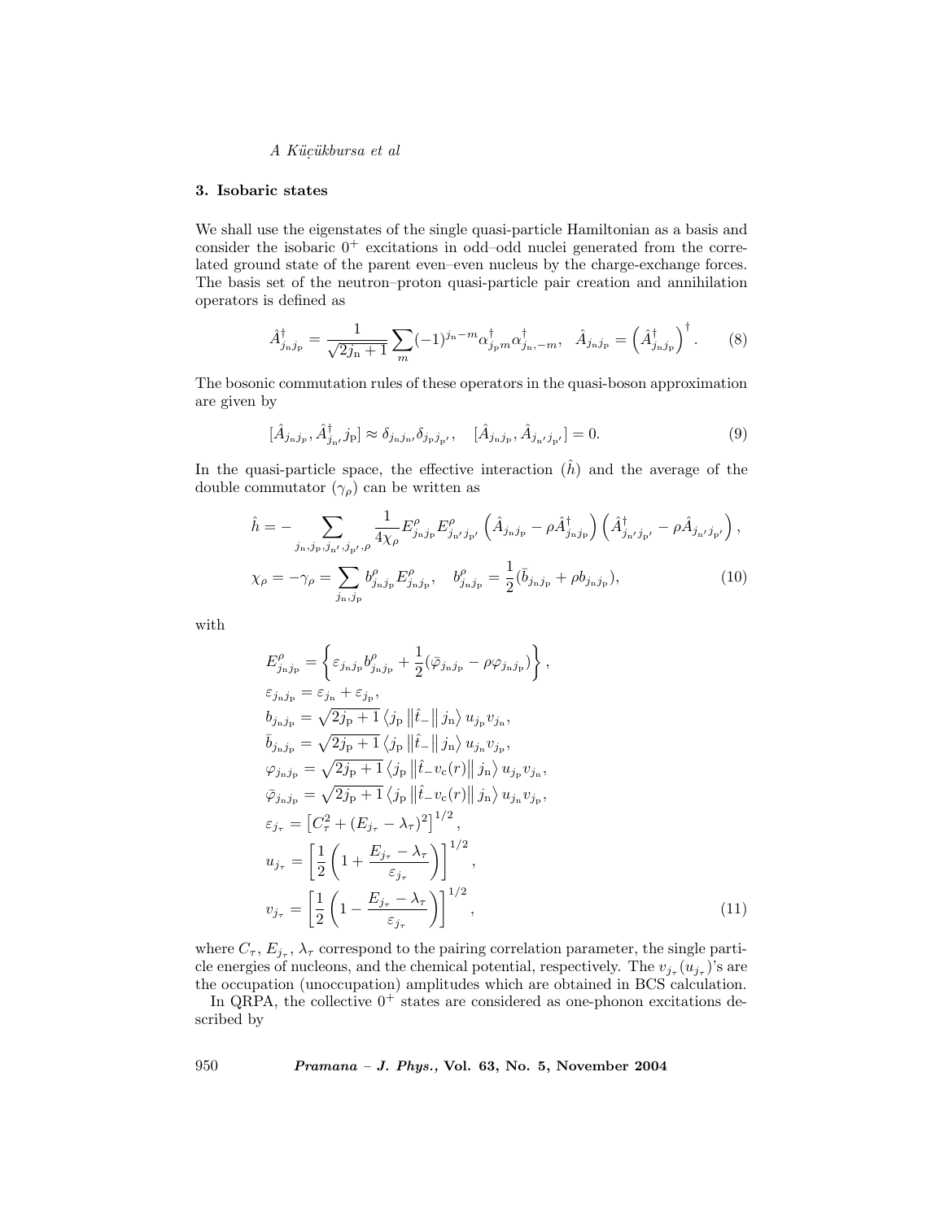### 3. Isobaric states

We shall use the eigenstates of the single quasi-particle Hamiltonian as a basis and consider the isobaric $0^+$ excitations in odd–odd nuclei generated from the correlated ground state of the parent even–even nucleus by the charge-exchange forces. The basis set of the neutron–proton quasi-particle pair creation and annihilation operators is defined as

$$\hat{A}^{\dagger}_{j_{\rm n}j_{\rm p}} = \frac{1}{\sqrt{2j_{\rm n}+1}} \sum_{m} (-1)^{j_{\rm n}-m} \alpha^{\dagger}_{j_{\rm p}m} \alpha^{\dagger}_{j_{\rm n},-m}, \quad \hat{A}_{j_{\rm n}j_{\rm p}} = \left(\hat{A}^{\dagger}_{j_{\rm n}j_{\rm p}}\right)^{\dagger}. \tag{8}$$

The bosonic commutation rules of these operators in the quasi-boson approximation are given by

$$[\hat{A}_{j_{\rm n}j_{\rm p}}, \hat{A}^{\dagger}_{j_{\rm n'}} j_{\rm p}] \approx \delta_{j_{\rm n}j_{\rm n'}} \delta_{j_{\rm p}j_{\rm p'}}, \quad [\hat{A}_{j_{\rm n}j_{\rm p}}, \hat{A}_{j_{\rm n'}j_{\rm p'}}] = 0. \tag{9}$$

In the quasi-particle space, the effective interaction ($\hat{h}$) and the average of the double commutator ($\gamma_\rho$) can be written as

$$\hat{h} = -\sum_{j_{\rm n},j_{\rm p},j_{\rm n'},j_{\rm p'},\rho} \frac{1}{4\chi_\rho} E^{\rho}_{j_{\rm n}j_{\rm p}} E^{\rho}_{j_{\rm n'}j_{\rm p'}} \left(\hat{A}_{j_{\rm n}j_{\rm p}} - \rho \hat{A}^{\dagger}_{j_{\rm n}j_{\rm p}}\right) \left(\hat{A}^{\dagger}_{j_{\rm n'}j_{\rm p'}} - \rho \hat{A}_{j_{\rm n'}j_{\rm p'}}\right),$$

$$\chi_\rho = -\gamma_\rho = \sum_{j_{\rm n},j_{\rm p}} b^{\rho}_{j_{\rm n}j_{\rm p}} E^{\rho}_{j_{\rm n}j_{\rm p}}, \quad b^{\rho}_{j_{\rm n}j_{\rm p}} = \frac{1}{2}(\bar{b}_{j_{\rm n}j_{\rm p}} + \rho b_{j_{\rm n}j_{\rm p}}), \tag{10}$$

with

$$E^{\rho}_{j_{\rm n}j_{\rm p}} = \left\{ \varepsilon_{j_{\rm n}j_{\rm p}} b^{\rho}_{j_{\rm n}j_{\rm p}} + \frac{1}{2}(\bar{\varphi}_{j_{\rm n}j_{\rm p}} - \rho \varphi_{j_{\rm n}j_{\rm p}}) \right\},$$

$$\varepsilon_{j_{\rm n}j_{\rm p}} = \varepsilon_{j_{\rm n}} + \varepsilon_{j_{\rm p}},$$

$$b_{j_{\rm n}j_{\rm p}} = \sqrt{2j_{\rm p}+1} \left\langle j_{\rm p} \left\| \hat{t}_- \right\| j_{\rm n} \right\rangle u_{j_{\rm p}} v_{j_{\rm n}},$$

$$\bar{b}_{j_{\rm n}j_{\rm p}} = \sqrt{2j_{\rm p}+1} \left\langle j_{\rm p} \left\| \hat{t}_- \right\| j_{\rm n} \right\rangle u_{j_{\rm n}} v_{j_{\rm p}},$$

$$\varphi_{j_{\rm n}j_{\rm p}} = \sqrt{2j_{\rm p}+1} \left\langle j_{\rm p} \left\| \hat{t}_- v_{\rm c}(r) \right\| j_{\rm n} \right\rangle u_{j_{\rm p}} v_{j_{\rm n}},$$

$$\bar{\varphi}_{j_{\rm n}j_{\rm p}} = \sqrt{2j_{\rm p}+1} \left\langle j_{\rm p} \left\| \hat{t}_- v_{\rm c}(r) \right\| j_{\rm n} \right\rangle u_{j_{\rm n}} v_{j_{\rm p}},$$

$$\varepsilon_{j_\tau} = \left[C^2_\tau + (E_{j_\tau} - \lambda_\tau)^2\right]^{1/2},$$

$$u_{j_\tau} = \left[\frac{1}{2}\left(1 + \frac{E_{j_\tau} - \lambda_\tau}{\varepsilon_{j_\tau}}\right)\right]^{1/2},$$

$$v_{j_\tau} = \left[\frac{1}{2}\left(1 - \frac{E_{j_\tau} - \lambda_\tau}{\varepsilon_{j_\tau}}\right)\right]^{1/2}, \tag{11}$$

where $C_\tau$, $E_{j_\tau}$, $\lambda_\tau$ correspond to the pairing correlation parameter, the single particle energies of nucleons, and the chemical potential, respectively. The $v_{j_\tau}(u_{j_\tau})$'s are the occupation (unoccupation) amplitudes which are obtained in BCS calculation.

In QRPA, the collective $0^+$ states are considered as one-phonon excitations described by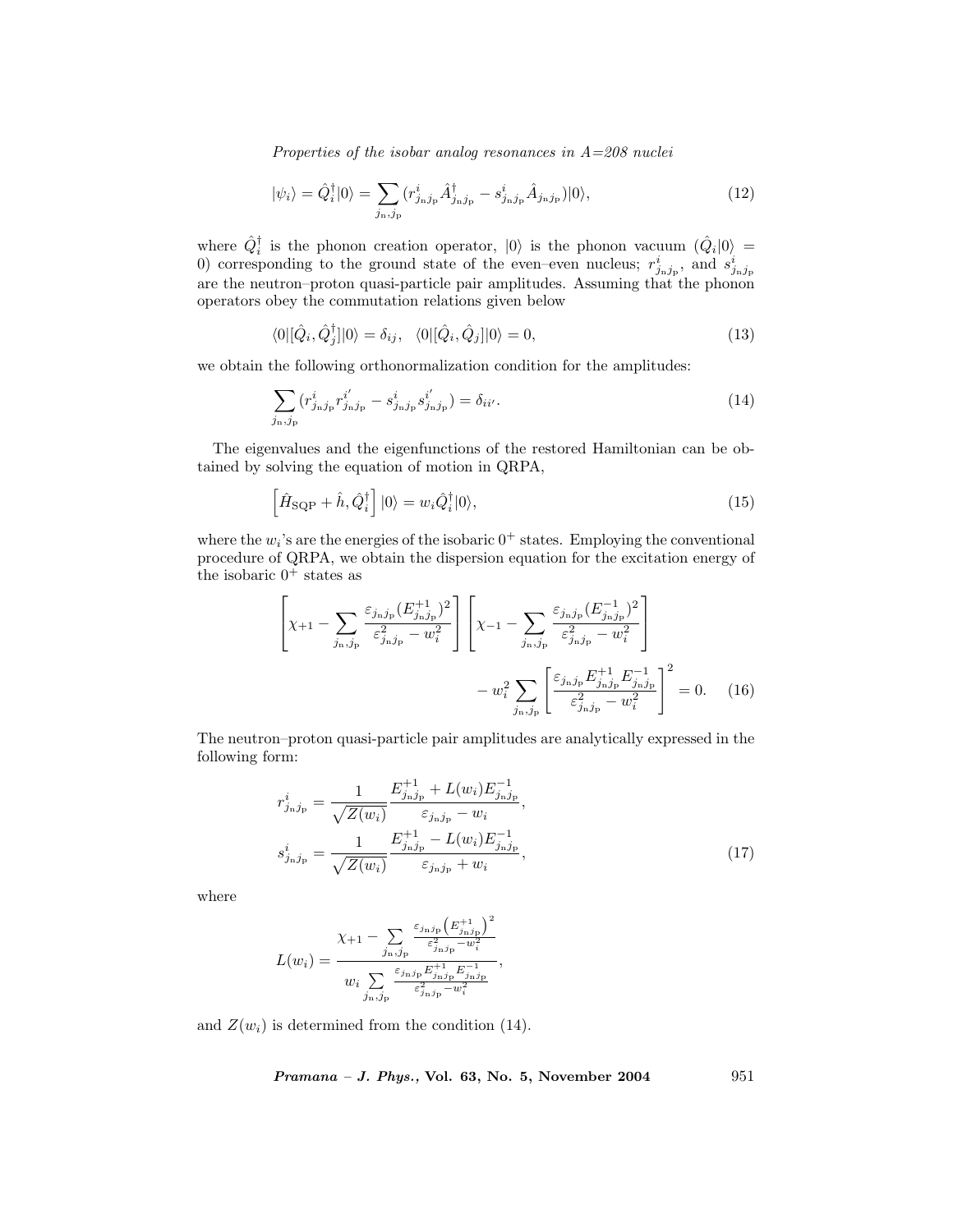$$|\psi_i\rangle = \hat{Q}_i^\dagger|0\rangle = \sum_{j_\mathrm{n},j_\mathrm{p}} (r^i_{j_\mathrm{n}j_\mathrm{p}} \hat{A}^\dagger_{j_\mathrm{n}j_\mathrm{p}} - s^i_{j_\mathrm{n}j_\mathrm{p}} \hat{A}_{j_\mathrm{n}j_\mathrm{p}})|0\rangle, \tag{12}$$

where $\hat{Q}_i^\dagger$ is the phonon creation operator, $|0\rangle$ is the phonon vacuum ($\hat{Q}_i|0\rangle = 0$) corresponding to the ground state of the even–even nucleus; $r^i_{j_\mathrm{n}j_\mathrm{p}}$, and $s^i_{j_\mathrm{n}j_\mathrm{p}}$ are the neutron–proton quasi-particle pair amplitudes. Assuming that the phonon operators obey the commutation relations given below

$$\langle 0|[\hat{Q}_i, \hat{Q}_j^\dagger]|0\rangle = \delta_{ij}, \quad \langle 0|[\hat{Q}_i, \hat{Q}_j]|0\rangle = 0, \tag{13}$$

we obtain the following orthonormalization condition for the amplitudes:

$$\sum_{j_\mathrm{n},j_\mathrm{p}} (r^i_{j_\mathrm{n}j_\mathrm{p}} r^{i'}_{j_\mathrm{n}j_\mathrm{p}} - s^i_{j_\mathrm{n}j_\mathrm{p}} s^{i'}_{j_\mathrm{n}j_\mathrm{p}}) = \delta_{ii'}. \tag{14}$$

The eigenvalues and the eigenfunctions of the restored Hamiltonian can be obtained by solving the equation of motion in QRPA,

$$\left[\hat{H}_{\mathrm{SQP}} + \hat{h}, \hat{Q}_i^\dagger\right]|0\rangle = w_i \hat{Q}_i^\dagger|0\rangle, \tag{15}$$

where the $w_i$'s are the energies of the isobaric $0^+$ states. Employing the conventional procedure of QRPA, we obtain the dispersion equation for the excitation energy of the isobaric $0^+$ states as

$$\left[\chi_{+1} - \sum_{j_\mathrm{n},j_\mathrm{p}} \frac{\varepsilon_{j_\mathrm{n}j_\mathrm{p}}(E^{+1}_{j_\mathrm{n}j_\mathrm{p}})^2}{\varepsilon^2_{j_\mathrm{n}j_\mathrm{p}} - w_i^2}\right]\left[\chi_{-1} - \sum_{j_\mathrm{n},j_\mathrm{p}} \frac{\varepsilon_{j_\mathrm{n}j_\mathrm{p}}(E^{-1}_{j_\mathrm{n}j_\mathrm{p}})^2}{\varepsilon^2_{j_\mathrm{n}j_\mathrm{p}} - w_i^2}\right] - w_i^2 \sum_{j_\mathrm{n},j_\mathrm{p}} \left[\frac{\varepsilon_{j_\mathrm{n}j_\mathrm{p}} E^{+1}_{j_\mathrm{n}j_\mathrm{p}} E^{-1}_{j_\mathrm{n}j_\mathrm{p}}}{\varepsilon^2_{j_\mathrm{n}j_\mathrm{p}} - w_i^2}\right]^2 = 0. \tag{16}$$

The neutron–proton quasi-particle pair amplitudes are analytically expressed in the following form:

$$r^i_{j_\mathrm{n}j_\mathrm{p}} = \frac{1}{\sqrt{Z(w_i)}} \frac{E^{+1}_{j_\mathrm{n}j_\mathrm{p}} + L(w_i)E^{-1}_{j_\mathrm{n}j_\mathrm{p}}}{\varepsilon_{j_\mathrm{n}j_\mathrm{p}} - w_i},$$
$$s^i_{j_\mathrm{n}j_\mathrm{p}} = \frac{1}{\sqrt{Z(w_i)}} \frac{E^{+1}_{j_\mathrm{n}j_\mathrm{p}} - L(w_i)E^{-1}_{j_\mathrm{n}j_\mathrm{p}}}{\varepsilon_{j_\mathrm{n}j_\mathrm{p}} + w_i}, \tag{17}$$

where

$$L(w_i) = \frac{\chi_{+1} - \sum\limits_{j_\mathrm{n},j_\mathrm{p}} \frac{\varepsilon_{j_\mathrm{n}j_\mathrm{p}}\left(E^{+1}_{j_\mathrm{n}j_\mathrm{p}}\right)^2}{\varepsilon^2_{j_\mathrm{n}j_\mathrm{p}} - w_i^2}}{w_i \sum\limits_{j_\mathrm{n},j_\mathrm{p}} \frac{\varepsilon_{j_\mathrm{n}j_\mathrm{p}} E^{+1}_{j_\mathrm{n}j_\mathrm{p}} E^{-1}_{j_\mathrm{n}j_\mathrm{p}}}{\varepsilon^2_{j_\mathrm{n}j_\mathrm{p}} - w_i^2}},$$

and $Z(w_i)$ is determined from the condition (14).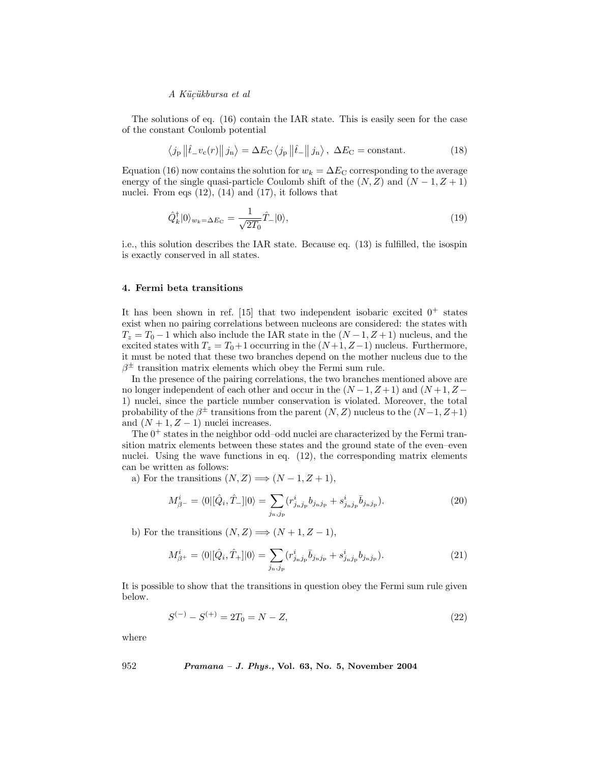The solutions of eq. (16) contain the IAR state. This is easily seen for the case of the constant Coulomb potential

$$\left\langle j_{\rm p} \left\| \hat{t}_{-} v_{\rm c}(r) \right\| j_{\rm n} \right\rangle = \Delta E_{\rm C} \left\langle j_{\rm p} \left\| \hat{t}_{-} \right\| j_{\rm n} \right\rangle, \;\; \Delta E_{\rm C} = \text{constant}. \tag{18}$$

Equation (16) now contains the solution for $w_k = \Delta E_{\rm C}$ corresponding to the average energy of the single quasi-particle Coulomb shift of the $(N, Z)$ and $(N-1, Z+1)$ nuclei. From eqs (12), (14) and (17), it follows that

$$\hat{Q}_k^{\dagger}|0\rangle_{w_k=\Delta E_{\rm C}} = \frac{1}{\sqrt{2T_0}} \hat{T}_{-}|0\rangle, \tag{19}$$

i.e., this solution describes the IAR state. Because eq. (13) is fulfilled, the isospin is exactly conserved in all states.

## 4. Fermi beta transitions

It has been shown in ref. [15] that two independent isobaric excited $0^+$ states exist when no pairing correlations between nucleons are considered: the states with $T_z = T_0 - 1$ which also include the IAR state in the $(N-1, Z+1)$ nucleus, and the excited states with $T_z = T_0 + 1$ occurring in the $(N+1, Z-1)$ nucleus. Furthermore, it must be noted that these two branches depend on the mother nucleus due to the $\beta^{\pm}$ transition matrix elements which obey the Fermi sum rule.

In the presence of the pairing correlations, the two branches mentioned above are no longer independent of each other and occur in the $(N-1, Z+1)$ and $(N+1, Z-1)$ nuclei, since the particle number conservation is violated. Moreover, the total probability of the $\beta^{\pm}$ transitions from the parent $(N, Z)$ nucleus to the $(N-1, Z+1)$ and $(N+1, Z-1)$ nuclei increases.

The $0^+$ states in the neighbor odd–odd nuclei are characterized by the Fermi transition matrix elements between these states and the ground state of the even–even nuclei. Using the wave functions in eq. (12), the corresponding matrix elements can be written as follows:

a) For the transitions $(N, Z) \Longrightarrow (N-1, Z+1)$,

$$M_{\beta^-}^{i} = \langle 0 | [\hat{Q}_i, \hat{T}_{-}] | 0 \rangle = \sum_{j_{\rm n}, j_{\rm p}} (r_{j_{\rm n} j_{\rm p}}^{i} b_{j_{\rm n} j_{\rm p}} + s_{j_{\rm n} j_{\rm p}}^{i} \bar{b}_{j_{\rm n} j_{\rm p}}). \tag{20}$$

b) For the transitions $(N, Z) \Longrightarrow (N+1, Z-1)$,

$$M_{\beta^+}^{i} = \langle 0 | [\hat{Q}_i, \hat{T}_{+}] | 0 \rangle = \sum_{j_{\rm n}, j_{\rm p}} (r_{j_{\rm n} j_{\rm p}}^{i} \bar{b}_{j_{\rm n} j_{\rm p}} + s_{j_{\rm n} j_{\rm p}}^{i} b_{j_{\rm n} j_{\rm p}}). \tag{21}$$

It is possible to show that the transitions in question obey the Fermi sum rule given below.

$$S^{(-)} - S^{(+)} = 2T_0 = N - Z, \tag{22}$$

where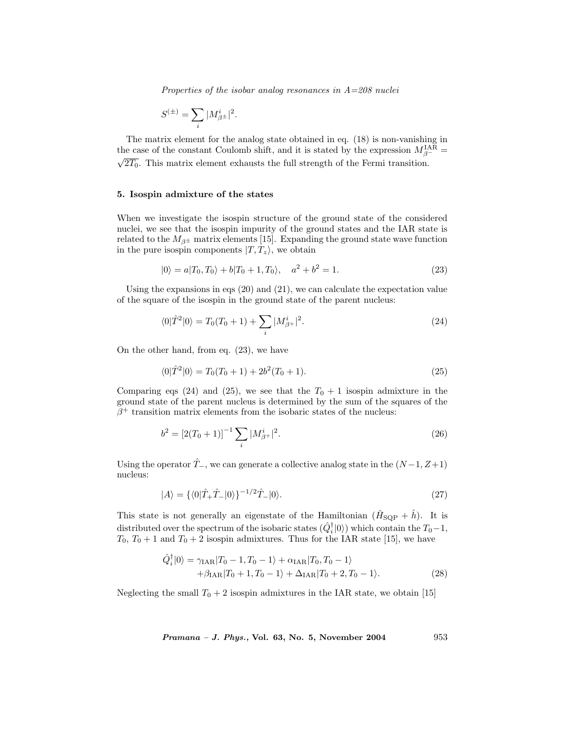$$S^{(\pm)} = \sum_i |M^i_{\beta^\pm}|^2.$$

The matrix element for the analog state obtained in eq. (18) is non-vanishing in the case of the constant Coulomb shift, and it is stated by the expression $M^{\rm IAR}_{\beta^-} = \sqrt{2T_0}$. This matrix element exhausts the full strength of the Fermi transition.

## 5. Isospin admixture of the states

When we investigate the isospin structure of the ground state of the considered nuclei, we see that the isospin impurity of the ground states and the IAR state is related to the $M_{\beta^\pm}$ matrix elements [15]. Expanding the ground state wave function in the pure isospin components $|T, T_z\rangle$, we obtain

$$|0\rangle = a|T_0, T_0\rangle + b|T_0+1, T_0\rangle, \quad a^2 + b^2 = 1. \tag{23}$$

Using the expansions in eqs (20) and (21), we can calculate the expectation value of the square of the isospin in the ground state of the parent nucleus:

$$\langle 0|\hat{T}^2|0\rangle = T_0(T_0+1) + \sum_i |M^i_{\beta^+}|^2. \tag{24}$$

On the other hand, from eq. (23), we have

$$\langle 0|\hat{T}^2|0\rangle = T_0(T_0+1) + 2b^2(T_0+1). \tag{25}$$

Comparing eqs (24) and (25), we see that the $T_0 + 1$ isospin admixture in the ground state of the parent nucleus is determined by the sum of the squares of the $\beta^+$ transition matrix elements from the isobaric states of the nucleus:

$$b^2 = [2(T_0+1)]^{-1} \sum_i |M^i_{\beta^+}|^2. \tag{26}$$

Using the operator $\hat{T}_-$, we can generate a collective analog state in the $(N-1, Z+1)$ nucleus:

$$|A\rangle = \{\langle 0|\hat{T}_+\hat{T}_-|0\rangle\}^{-1/2}\hat{T}_-|0\rangle. \tag{27}$$

This state is not generally an eigenstate of the Hamiltonian $(\hat{H}_{\rm SQP} + \hat{h})$. It is distributed over the spectrum of the isobaric states $(\hat{Q}^\dagger_i|0\rangle)$ which contain the $T_0-1$, $T_0$, $T_0+1$ and $T_0+2$ isospin admixtures. Thus for the IAR state [15], we have

$$\begin{aligned}\hat{Q}^\dagger_i|0\rangle = {} & \gamma_{\rm IAR}|T_0-1, T_0-1\rangle + \alpha_{\rm IAR}|T_0, T_0-1\rangle \\ & + \beta_{\rm IAR}|T_0+1, T_0-1\rangle + \Delta_{\rm IAR}|T_0+2, T_0-1\rangle.\end{aligned} \tag{28}$$

Neglecting the small $T_0 + 2$ isospin admixtures in the IAR state, we obtain [15]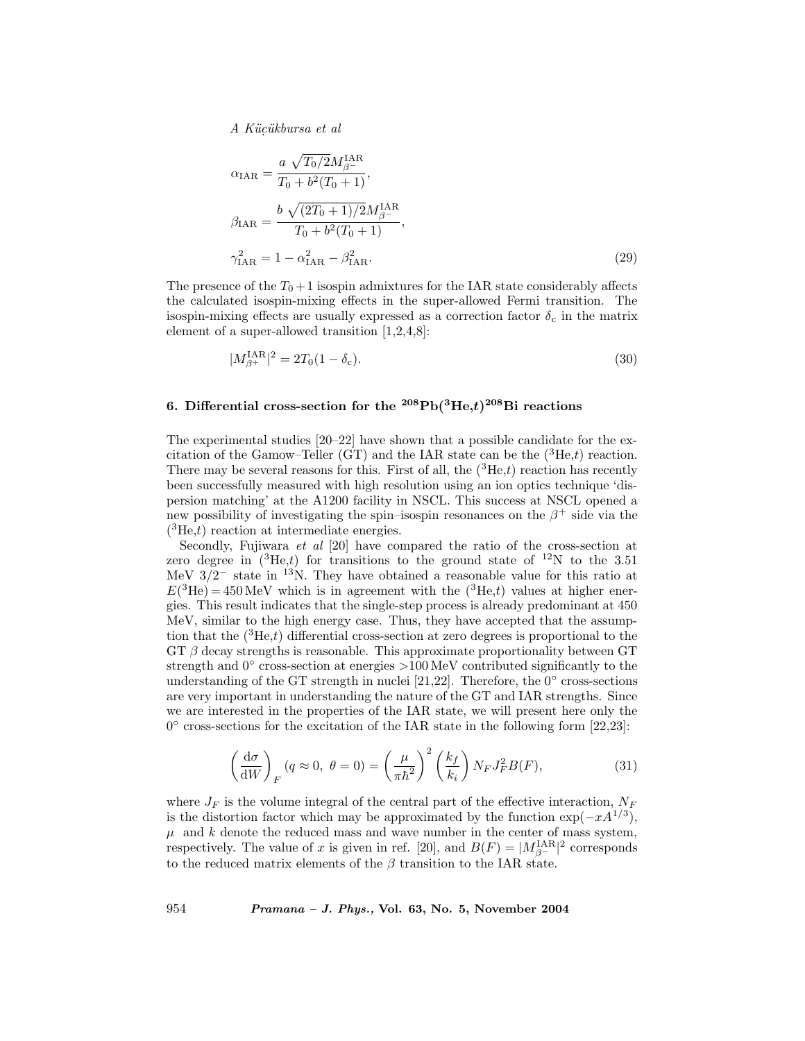$$
\alpha_{\mathrm{IAR}} = \frac{a\ \sqrt{T_0/2}M^{\mathrm{IAR}}_{\beta^-}}{T_0 + b^2(T_0+1)},
$$

$$
\beta_{\mathrm{IAR}} = \frac{b\ \sqrt{(2T_0+1)/2}M^{\mathrm{IAR}}_{\beta^-}}{T_0 + b^2(T_0+1)},
$$

$$
\gamma^2_{\mathrm{IAR}} = 1 - \alpha^2_{\mathrm{IAR}} - \beta^2_{\mathrm{IAR}}. \tag{29}
$$

The presence of the $T_0+1$ isospin admixtures for the IAR state considerably affects the calculated isospin-mixing effects in the super-allowed Fermi transition. The isospin-mixing effects are usually expressed as a correction factor $\delta_c$ in the matrix element of a super-allowed transition [1,2,4,8]:

$$
|M^{\mathrm{IAR}}_{\beta^+}|^2 = 2T_0(1-\delta_c). \tag{30}
$$

## 6. Differential cross-section for the $^{208}$Pb($^3$He,$t$)$^{208}$Bi reactions

The experimental studies [20–22] have shown that a possible candidate for the excitation of the Gamow–Teller (GT) and the IAR state can be the ($^3$He,$t$) reaction. There may be several reasons for this. First of all, the ($^3$He,$t$) reaction has recently been successfully measured with high resolution using an ion optics technique 'dispersion matching' at the A1200 facility in NSCL. This success at NSCL opened a new possibility of investigating the spin–isospin resonances on the $\beta^+$ side via the ($^3$He,$t$) reaction at intermediate energies.

Secondly, Fujiwara *et al* [20] have compared the ratio of the cross-section at zero degree in ($^3$He,$t$) for transitions to the ground state of $^{12}$N to the 3.51 MeV $3/2^-$ state in $^{13}$N. They have obtained a reasonable value for this ratio at $E(^3\mathrm{He}) = 450\,\mathrm{MeV}$ which is in agreement with the ($^3$He,$t$) values at higher energies. This result indicates that the single-step process is already predominant at 450 MeV, similar to the high energy case. Thus, they have accepted that the assumption that the ($^3$He,$t$) differential cross-section at zero degrees is proportional to the GT $\beta$ decay strengths is reasonable. This approximate proportionality between GT strength and 0° cross-section at energies >100 MeV contributed significantly to the understanding of the GT strength in nuclei [21,22]. Therefore, the 0° cross-sections are very important in understanding the nature of the GT and IAR strengths. Since we are interested in the properties of the IAR state, we will present here only the 0° cross-sections for the excitation of the IAR state in the following form [22,23]:

$$
\left(\frac{\mathrm{d}\sigma}{\mathrm{d}W}\right)_F (q\approx 0,\ \theta=0) = \left(\frac{\mu}{\pi\hbar^2}\right)^2 \left(\frac{k_f}{k_i}\right) N_F J_F^2 B(F), \tag{31}
$$

where $J_F$ is the volume integral of the central part of the effective interaction, $N_F$ is the distortion factor which may be approximated by the function $\exp(-xA^{1/3})$, $\mu$ and $k$ denote the reduced mass and wave number in the center of mass system, respectively. The value of $x$ is given in ref. [20], and $B(F) = |M^{\mathrm{IAR}}_{\beta^-}|^2$ corresponds to the reduced matrix elements of the $\beta$ transition to the IAR state.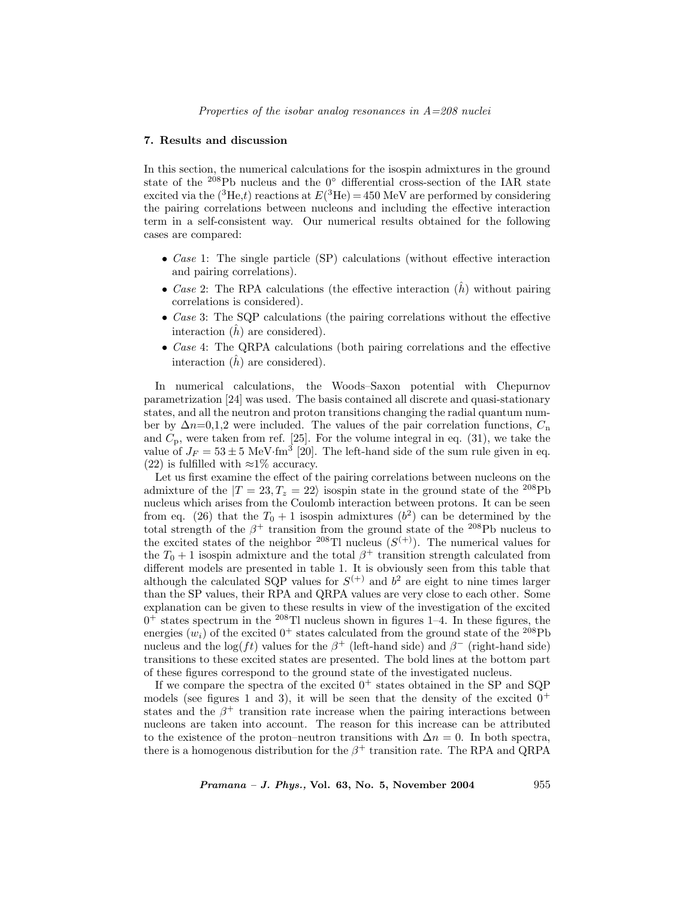## 7. Results and discussion

In this section, the numerical calculations for the isospin admixtures in the ground state of the $^{208}$Pb nucleus and the 0° differential cross-section of the IAR state excited via the ($^3$He,$t$) reactions at $E(^3\text{He}) = 450$ MeV are performed by considering the pairing correlations between nucleons and including the effective interaction term in a self-consistent way. Our numerical results obtained for the following cases are compared:

- *Case* 1: The single particle (SP) calculations (without effective interaction and pairing correlations).
- *Case* 2: The RPA calculations (the effective interaction ($\hat{h}$) without pairing correlations is considered).
- *Case* 3: The SQP calculations (the pairing correlations without the effective interaction ($\hat{h}$) are considered).
- *Case* 4: The QRPA calculations (both pairing correlations and the effective interaction ($\hat{h}$) are considered).

In numerical calculations, the Woods–Saxon potential with Chepurnov parametrization [24] was used. The basis contained all discrete and quasi-stationary states, and all the neutron and proton transitions changing the radial quantum number by $\Delta n$=0,1,2 were included. The values of the pair correlation functions, $C_\text{n}$ and $C_\text{p}$, were taken from ref. [25]. For the volume integral in eq. (31), we take the value of $J_F = 53 \pm 5$ MeV·fm$^3$ [20]. The left-hand side of the sum rule given in eq. (22) is fulfilled with ≈1% accuracy.

Let us first examine the effect of the pairing correlations between nucleons on the admixture of the $|T = 23, T_z = 22\rangle$ isospin state in the ground state of the $^{208}$Pb nucleus which arises from the Coulomb interaction between protons. It can be seen from eq. (26) that the $T_0 + 1$ isospin admixtures ($b^2$) can be determined by the total strength of the $\beta^+$ transition from the ground state of the $^{208}$Pb nucleus to the excited states of the neighbor $^{208}$Tl nucleus ($S^{(+)}$). The numerical values for the $T_0 + 1$ isospin admixture and the total $\beta^+$ transition strength calculated from different models are presented in table 1. It is obviously seen from this table that although the calculated SQP values for $S^{(+)}$ and $b^2$ are eight to nine times larger than the SP values, their RPA and QRPA values are very close to each other. Some explanation can be given to these results in view of the investigation of the excited $0^+$ states spectrum in the $^{208}$Tl nucleus shown in figures 1–4. In these figures, the energies ($w_i$) of the excited $0^+$ states calculated from the ground state of the $^{208}$Pb nucleus and the log($ft$) values for the $\beta^+$ (left-hand side) and $\beta^-$ (right-hand side) transitions to these excited states are presented. The bold lines at the bottom part of these figures correspond to the ground state of the investigated nucleus.

If we compare the spectra of the excited $0^+$ states obtained in the SP and SQP models (see figures 1 and 3), it will be seen that the density of the excited $0^+$ states and the $\beta^+$ transition rate increase when the pairing interactions between nucleons are taken into account. The reason for this increase can be attributed to the existence of the proton–neutron transitions with $\Delta n = 0$. In both spectra, there is a homogenous distribution for the $\beta^+$ transition rate. The RPA and QRPA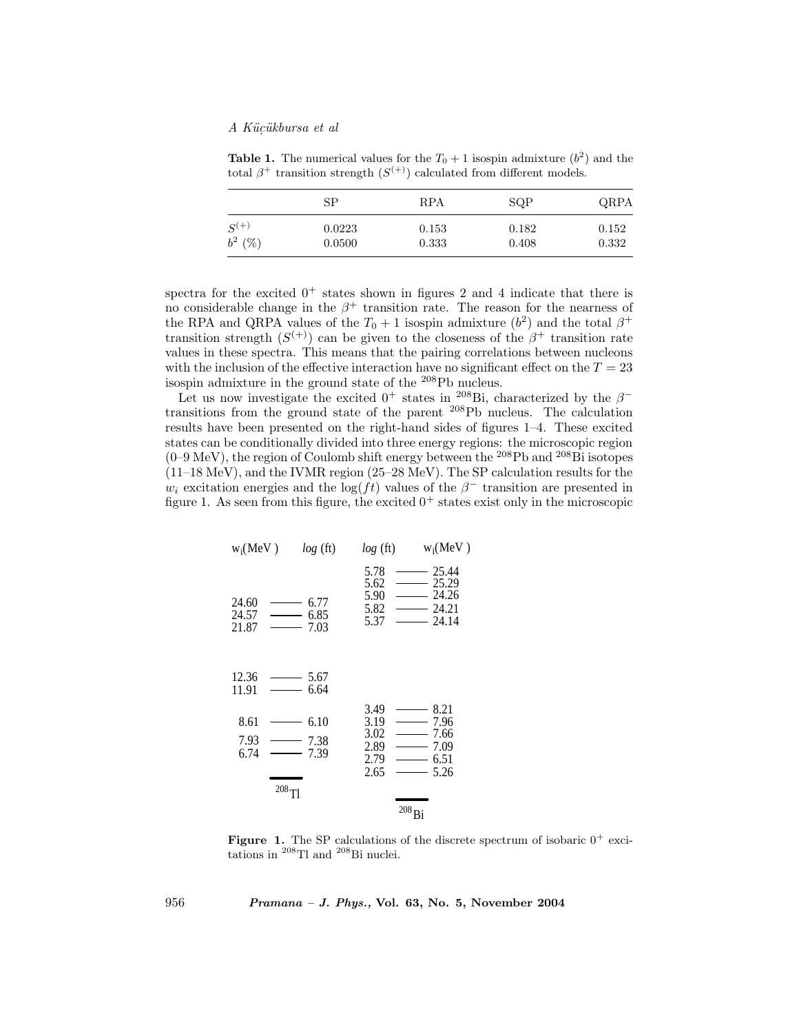**Table 1.** The numerical values for the $T_0 + 1$ isospin admixture ($b^2$) and the total $\beta^+$ transition strength ($S^{(+)}$) calculated from different models.

| | SP | RPA | SQP | QRPA |
|---|---|---|---|---|
| $S^{(+)}$ | 0.0223 | 0.153 | 0.182 | 0.152 |
| $b^2$ (%) | 0.0500 | 0.333 | 0.408 | 0.332 |

spectra for the excited $0^+$ states shown in figures 2 and 4 indicate that there is no considerable change in the $\beta^+$ transition rate. The reason for the nearness of the RPA and QRPA values of the $T_0 + 1$ isospin admixture ($b^2$) and the total $\beta^+$ transition strength ($S^{(+)}$) can be given to the closeness of the $\beta^+$ transition rate values in these spectra. This means that the pairing correlations between nucleons with the inclusion of the effective interaction have no significant effect on the $T = 23$ isospin admixture in the ground state of the $^{208}$Pb nucleus.

Let us now investigate the excited $0^+$ states in $^{208}$Bi, characterized by the $\beta^-$ transitions from the ground state of the parent $^{208}$Pb nucleus. The calculation results have been presented on the right-hand sides of figures 1–4. These excited states can be conditionally divided into three energy regions: the microscopic region (0–9 MeV), the region of Coulomb shift energy between the $^{208}$Pb and $^{208}$Bi isotopes (11–18 MeV), and the IVMR region (25–28 MeV). The SP calculation results for the $w_i$ excitation energies and the $\log(ft)$ values of the $\beta^-$ transition are presented in figure 1. As seen from this figure, the excited $0^+$ states exist only in the microscopic

| $^{208}$Tl: $w_i$(MeV) | $\log(ft)$ | $^{208}$Bi: $\log(ft)$ | $w_i$(MeV) |
|---|---|---|---|
| | | 5.78 | 25.44 |
| | | 5.62 | 25.29 |
| 24.60 | 6.77 | 5.90 | 24.26 |
| 24.57 | 6.85 | 5.82 | 24.21 |
| 21.87 | 7.03 | 5.37 | 24.14 |
| 12.36 | 5.67 | | |
| 11.91 | 6.64 | | |
| | | 3.49 | 8.21 |
| 8.61 | 6.10 | 3.19 | 7.96 |
| | | 3.02 | 7.66 |
| 7.93 | 7.38 | 2.89 | 7.09 |
| 6.74 | 7.39 | 2.79 | 6.51 |
| | | 2.65 | 5.26 |

**Figure 1.** The SP calculations of the discrete spectrum of isobaric $0^+$ excitations in $^{208}$Tl and $^{208}$Bi nuclei.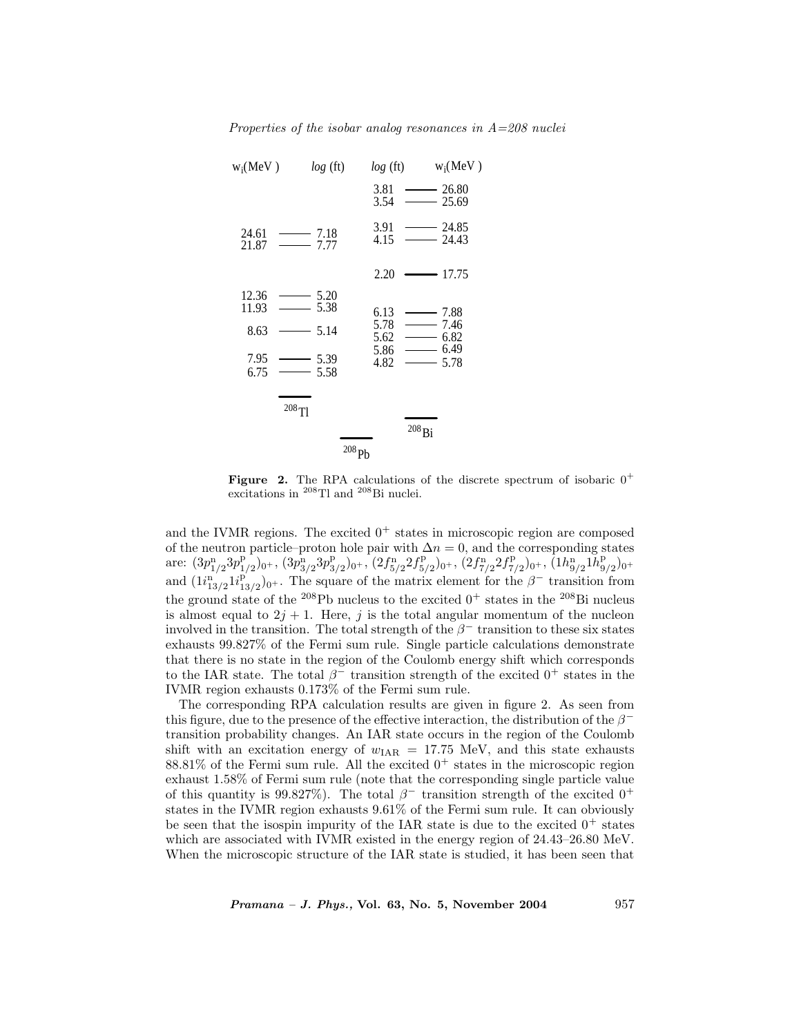| $w_i$(MeV) | log (ft) | log (ft) | $w_i$(MeV) |
|---|---|---|---|
| | | 3.81 | 26.80 |
| | | 3.54 | 25.69 |
| | | 3.91 | 24.85 |
| 24.61 | 7.18 | 4.15 | 24.43 |
| 21.87 | 7.77 | | |
| | | 2.20 | 17.75 |
| 12.36 | 5.20 | | |
| 11.93 | 5.38 | 6.13 | 7.88 |
| 8.63 | 5.14 | 5.78 | 7.46 |
| | | 5.62 | 6.82 |
| 7.95 | 5.39 | 5.86 | 6.49 |
| 6.75 | 5.58 | 4.82 | 5.78 |
| $^{208}$Tl | | | $^{208}$Bi |
| | $^{208}$Pb | | |

**Figure 2.** The RPA calculations of the discrete spectrum of isobaric $0^+$ excitations in $^{208}$Tl and $^{208}$Bi nuclei.

and the IVMR regions. The excited $0^+$ states in microscopic region are composed of the neutron particle–proton hole pair with $\Delta n = 0$, and the corresponding states are: $(3p^{\rm n}_{1/2}3p^{\rm p}_{1/2})_{0^+}$, $(3p^{\rm n}_{3/2}3p^{\rm p}_{3/2})_{0^+}$, $(2f^{\rm n}_{5/2}2f^{\rm p}_{5/2})_{0^+}$, $(2f^{\rm n}_{7/2}2f^{\rm p}_{7/2})_{0^+}$, $(1h^{\rm n}_{9/2}1h^{\rm p}_{9/2})_{0^+}$ and $(1i^{\rm n}_{13/2}1i^{\rm p}_{13/2})_{0^+}$. The square of the matrix element for the $\beta^-$ transition from the ground state of the $^{208}$Pb nucleus to the excited $0^+$ states in the $^{208}$Bi nucleus is almost equal to $2j+1$. Here, $j$ is the total angular momentum of the nucleon involved in the transition. The total strength of the $\beta^-$ transition to these six states exhausts 99.827% of the Fermi sum rule. Single particle calculations demonstrate that there is no state in the region of the Coulomb energy shift which corresponds to the IAR state. The total $\beta^-$ transition strength of the excited $0^+$ states in the IVMR region exhausts 0.173% of the Fermi sum rule.

The corresponding RPA calculation results are given in figure 2. As seen from this figure, due to the presence of the effective interaction, the distribution of the $\beta^-$ transition probability changes. An IAR state occurs in the region of the Coulomb shift with an excitation energy of $w_{\rm IAR} = 17.75$ MeV, and this state exhausts 88.81% of the Fermi sum rule. All the excited $0^+$ states in the microscopic region exhaust 1.58% of Fermi sum rule (note that the corresponding single particle value of this quantity is 99.827%). The total $\beta^-$ transition strength of the excited $0^+$ states in the IVMR region exhausts 9.61% of the Fermi sum rule. It can obviously be seen that the isospin impurity of the IAR state is due to the excited $0^+$ states which are associated with IVMR existed in the energy region of 24.43–26.80 MeV. When the microscopic structure of the IAR state is studied, it has been seen that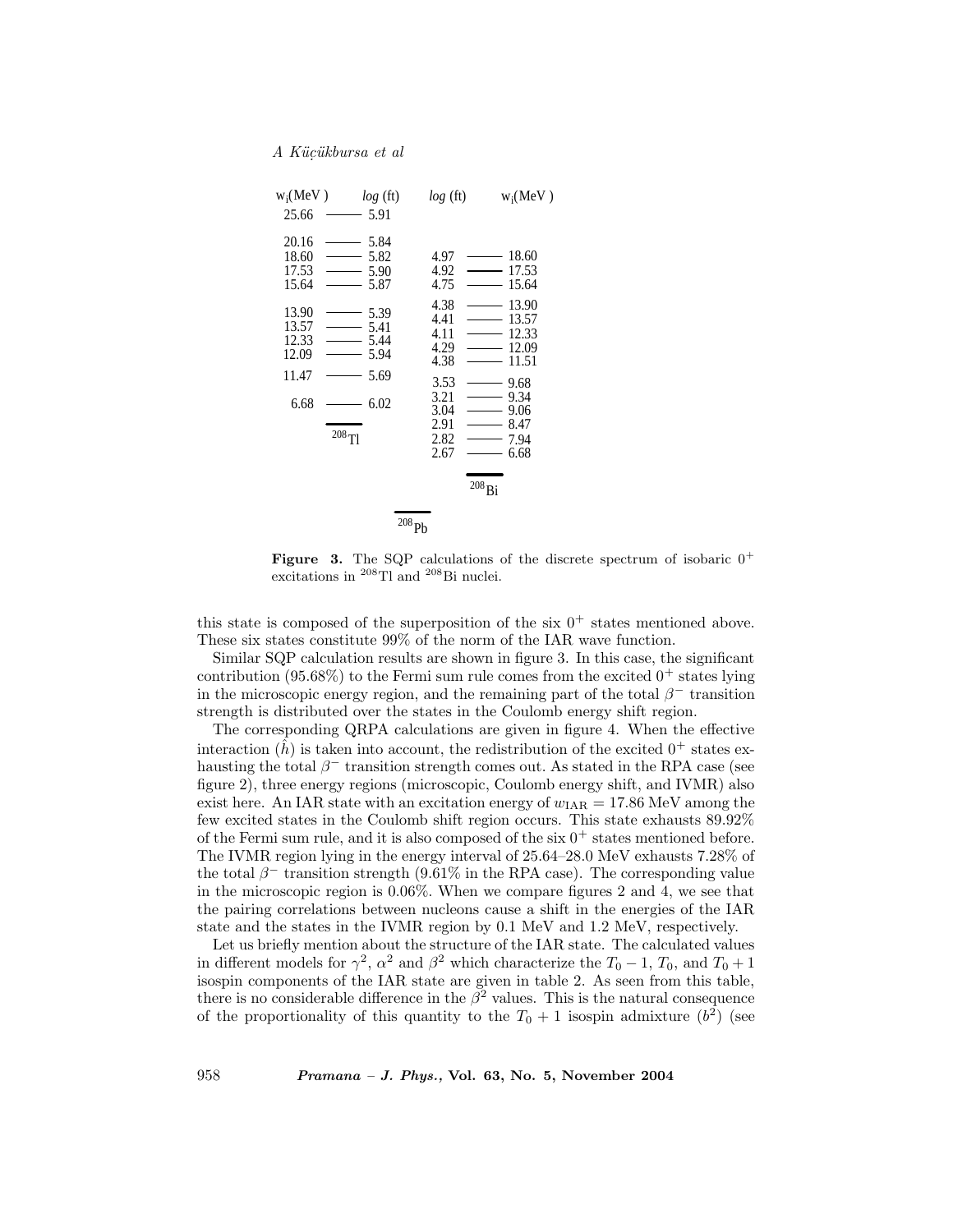| $^{208}$Tl: $w_i$(MeV) | $\log(ft)$ |
|---|---|
| 25.66 | 5.91 |
| 20.16 | 5.84 |
| 18.60 | 5.82 |
| 17.53 | 5.90 |
| 15.64 | 5.87 |
| 13.90 | 5.39 |
| 13.57 | 5.41 |
| 12.33 | 5.44 |
| 12.09 | 5.94 |
| 11.47 | 5.69 |
| 6.68 | 6.02 |

| $\log(ft)$ | $^{208}$Bi: $w_i$(MeV) |
|---|---|
| 4.97 | 18.60 |
| 4.92 | 17.53 |
| 4.75 | 15.64 |
| 4.38 | 13.90 |
| 4.41 | 13.57 |
| 4.11 | 12.33 |
| 4.29 | 12.09 |
| 4.38 | 11.51 |
| 3.53 | 9.68 |
| 3.21 | 9.34 |
| 3.04 | 9.06 |
| 2.91 | 8.47 |
| 2.82 | 7.94 |
| 2.67 | 6.68 |

$^{208}$Pb

**Figure 3.** The SQP calculations of the discrete spectrum of isobaric $0^+$ excitations in $^{208}$Tl and $^{208}$Bi nuclei.

this state is composed of the superposition of the six $0^+$ states mentioned above. These six states constitute 99% of the norm of the IAR wave function.

Similar SQP calculation results are shown in figure 3. In this case, the significant contribution (95.68%) to the Fermi sum rule comes from the excited $0^+$ states lying in the microscopic energy region, and the remaining part of the total $\beta^-$ transition strength is distributed over the states in the Coulomb energy shift region.

The corresponding QRPA calculations are given in figure 4. When the effective interaction ($\hat{h}$) is taken into account, the redistribution of the excited $0^+$ states exhausting the total $\beta^-$ transition strength comes out. As stated in the RPA case (see figure 2), three energy regions (microscopic, Coulomb energy shift, and IVMR) also exist here. An IAR state with an excitation energy of $w_{\text{IAR}} = 17.86$ MeV among the few excited states in the Coulomb shift region occurs. This state exhausts 89.92% of the Fermi sum rule, and it is also composed of the six $0^+$ states mentioned before. The IVMR region lying in the energy interval of 25.64–28.0 MeV exhausts 7.28% of the total $\beta^-$ transition strength (9.61% in the RPA case). The corresponding value in the microscopic region is 0.06%. When we compare figures 2 and 4, we see that the pairing correlations between nucleons cause a shift in the energies of the IAR state and the states in the IVMR region by 0.1 MeV and 1.2 MeV, respectively.

Let us briefly mention about the structure of the IAR state. The calculated values in different models for $\gamma^2$, $\alpha^2$ and $\beta^2$ which characterize the $T_0 - 1$, $T_0$, and $T_0 + 1$ isospin components of the IAR state are given in table 2. As seen from this table, there is no considerable difference in the $\beta^2$ values. This is the natural consequence of the proportionality of this quantity to the $T_0 + 1$ isospin admixture ($b^2$) (see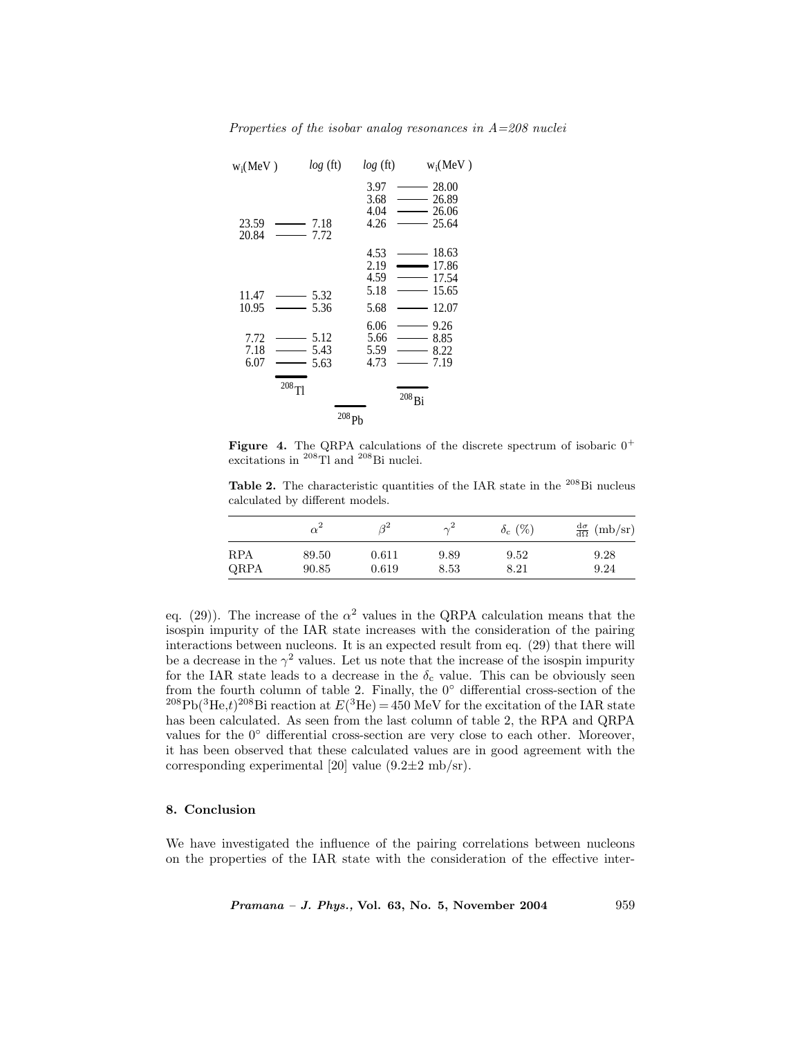| $w_i$(MeV) | log (ft) | log (ft) | $w_i$(MeV) |
|---|---|---|---|
| | | 3.97 | 28.00 |
| | | 3.68 | 26.89 |
| | | 4.04 | 26.06 |
| 23.59 | 7.18 | 4.26 | 25.64 |
| 20.84 | 7.72 | | |
| | | 4.53 | 18.63 |
| | | 2.19 | 17.86 |
| | | 4.59 | 17.54 |
| 11.47 | 5.32 | 5.18 | 15.65 |
| 10.95 | 5.36 | 5.68 | 12.07 |
| | | 6.06 | 9.26 |
| 7.72 | 5.12 | 5.66 | 8.85 |
| 7.18 | 5.43 | 5.59 | 8.22 |
| 6.07 | 5.63 | 4.73 | 7.19 |
| $^{208}$Tl | | | $^{208}$Bi |

$^{208}$Pb

**Figure 4.** The QRPA calculations of the discrete spectrum of isobaric $0^+$ excitations in $^{208}$Tl and $^{208}$Bi nuclei.

**Table 2.** The characteristic quantities of the IAR state in the $^{208}$Bi nucleus calculated by different models.

| | $\alpha^2$ | $\beta^2$ | $\gamma^2$ | $\delta_c$ (%) | $\frac{d\sigma}{d\Omega}$ (mb/sr) |
|---|---|---|---|---|---|
| RPA | 89.50 | 0.611 | 9.89 | 9.52 | 9.28 |
| QRPA | 90.85 | 0.619 | 8.53 | 8.21 | 9.24 |

eq. (29)). The increase of the $\alpha^2$ values in the QRPA calculation means that the isospin impurity of the IAR state increases with the consideration of the pairing interactions between nucleons. It is an expected result from eq. (29) that there will be a decrease in the $\gamma^2$ values. Let us note that the increase of the isospin impurity for the IAR state leads to a decrease in the $\delta_c$ value. This can be obviously seen from the fourth column of table 2. Finally, the 0° differential cross-section of the $^{208}$Pb($^3$He,$t$)$^{208}$Bi reaction at $E(^3\text{He}) = 450$ MeV for the excitation of the IAR state has been calculated. As seen from the last column of table 2, the RPA and QRPA values for the 0° differential cross-section are very close to each other. Moreover, it has been observed that these calculated values are in good agreement with the corresponding experimental [20] value (9.2±2 mb/sr).

## 8. Conclusion

We have investigated the influence of the pairing correlations between nucleons on the properties of the IAR state with the consideration of the effective inter-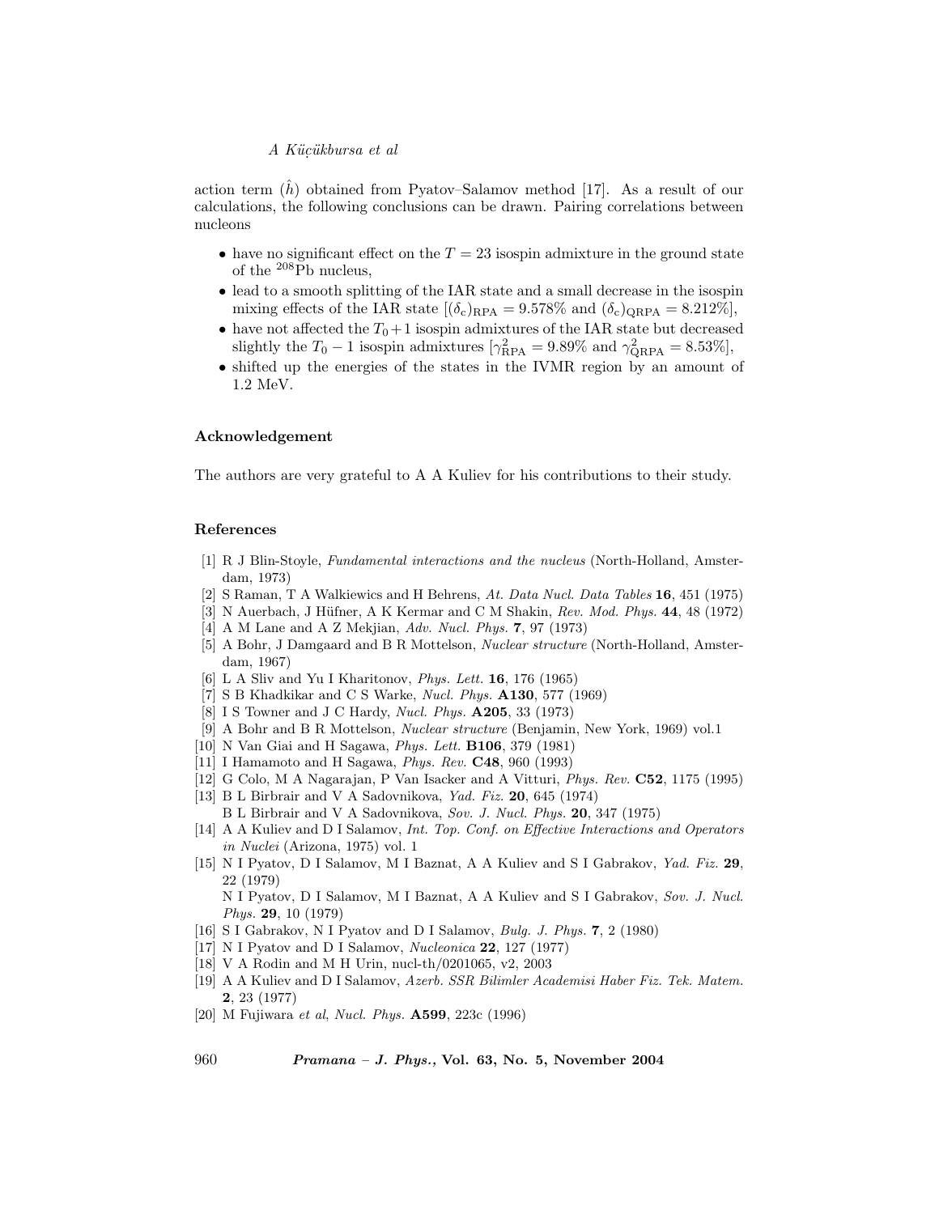action term ($\hat{h}$) obtained from Pyatov–Salamov method [17]. As a result of our calculations, the following conclusions can be drawn. Pairing correlations between nucleons

- have no significant effect on the $T = 23$ isospin admixture in the ground state of the $^{208}$Pb nucleus,
- lead to a smooth splitting of the IAR state and a small decrease in the isospin mixing effects of the IAR state [$(\delta_c)_{\rm RPA} = 9.578\%$ and $(\delta_c)_{\rm QRPA} = 8.212\%$],
- have not affected the $T_0+1$ isospin admixtures of the IAR state but decreased slightly the $T_0 - 1$ isospin admixtures [$\gamma^2_{\rm RPA} = 9.89\%$ and $\gamma^2_{\rm QRPA} = 8.53\%$],
- shifted up the energies of the states in the IVMR region by an amount of 1.2 MeV.

## Acknowledgement

The authors are very grateful to A A Kuliev for his contributions to their study.

## References

[1] R J Blin-Stoyle, *Fundamental interactions and the nucleus* (North-Holland, Amsterdam, 1973)
[2] S Raman, T A Walkiewics and H Behrens, *At. Data Nucl. Data Tables* **16**, 451 (1975)
[3] N Auerbach, J Hüfner, A K Kermar and C M Shakin, *Rev. Mod. Phys.* **44**, 48 (1972)
[4] A M Lane and A Z Mekjian, *Adv. Nucl. Phys.* **7**, 97 (1973)
[5] A Bohr, J Damgaard and B R Mottelson, *Nuclear structure* (North-Holland, Amsterdam, 1967)
[6] L A Sliv and Yu I Kharitonov, *Phys. Lett.* **16**, 176 (1965)
[7] S B Khadkikar and C S Warke, *Nucl. Phys.* **A130**, 577 (1969)
[8] I S Towner and J C Hardy, *Nucl. Phys.* **A205**, 33 (1973)
[9] A Bohr and B R Mottelson, *Nuclear structure* (Benjamin, New York, 1969) vol.1
[10] N Van Giai and H Sagawa, *Phys. Lett.* **B106**, 379 (1981)
[11] I Hamamoto and H Sagawa, *Phys. Rev.* **C48**, 960 (1993)
[12] G Colo, M A Nagarajan, P Van Isacker and A Vitturi, *Phys. Rev.* **C52**, 1175 (1995)
[13] B L Birbrair and V A Sadovnikova, *Yad. Fiz.* **20**, 645 (1974)
B L Birbrair and V A Sadovnikova, *Sov. J. Nucl. Phys.* **20**, 347 (1975)
[14] A A Kuliev and D I Salamov, *Int. Top. Conf. on Effective Interactions and Operators in Nuclei* (Arizona, 1975) vol. 1
[15] N I Pyatov, D I Salamov, M I Baznat, A A Kuliev and S I Gabrakov, *Yad. Fiz.* **29**, 22 (1979)
N I Pyatov, D I Salamov, M I Baznat, A A Kuliev and S I Gabrakov, *Sov. J. Nucl. Phys.* **29**, 10 (1979)
[16] S I Gabrakov, N I Pyatov and D I Salamov, *Bulg. J. Phys.* **7**, 2 (1980)
[17] N I Pyatov and D I Salamov, *Nucleonica* **22**, 127 (1977)
[18] V A Rodin and M H Urin, nucl-th/0201065, v2, 2003
[19] A A Kuliev and D I Salamov, *Azerb. SSR Bilimler Academisi Haber Fiz. Tek. Matem.* **2**, 23 (1977)
[20] M Fujiwara *et al*, *Nucl. Phys.* **A599**, 223c (1996)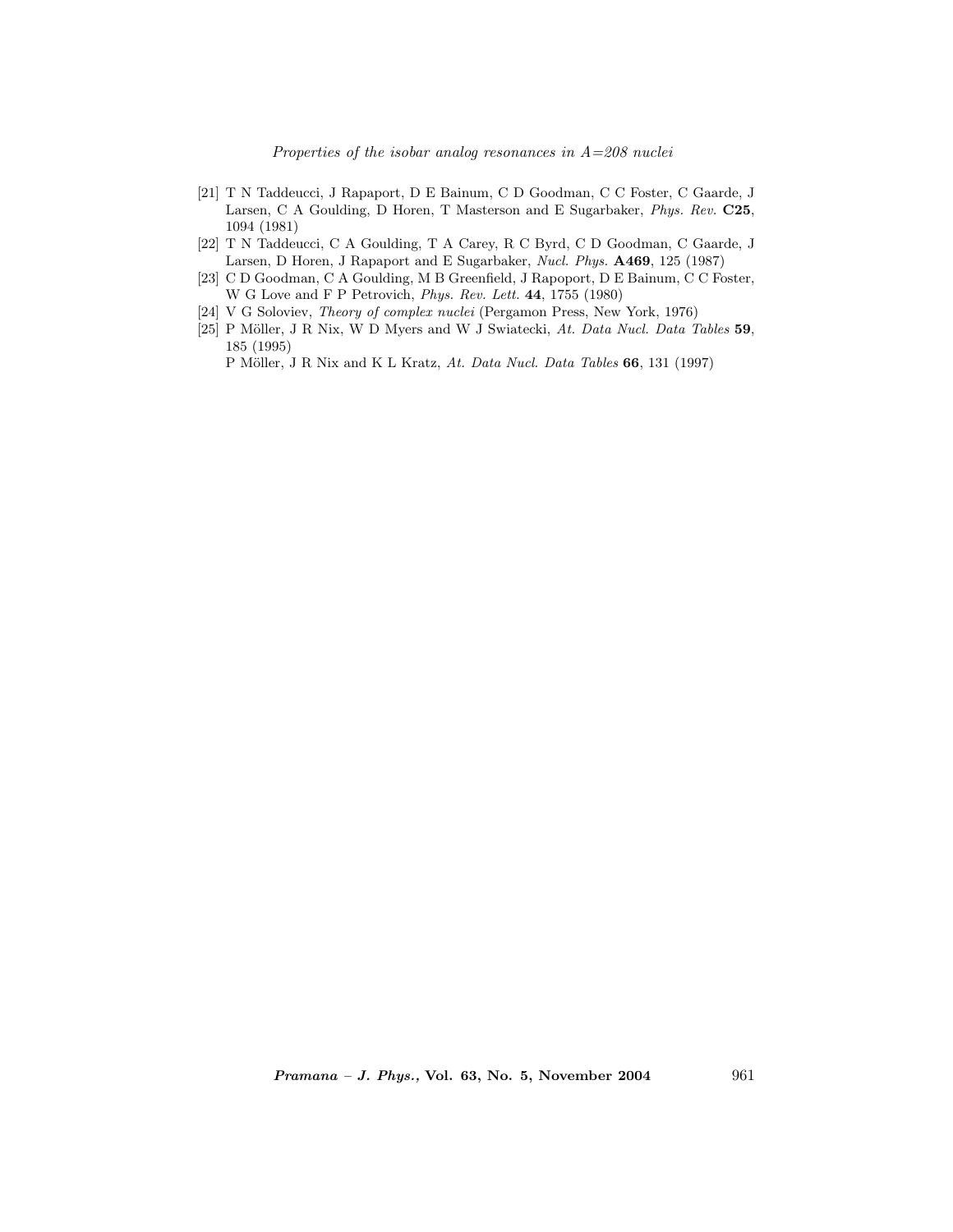[21] T N Taddeucci, J Rapaport, D E Bainum, C D Goodman, C C Foster, C Gaarde, J Larsen, C A Goulding, D Horen, T Masterson and E Sugarbaker, *Phys. Rev.* **C25**, 1094 (1981)

[22] T N Taddeucci, C A Goulding, T A Carey, R C Byrd, C D Goodman, C Gaarde, J Larsen, D Horen, J Rapaport and E Sugarbaker, *Nucl. Phys.* **A469**, 125 (1987)

[23] C D Goodman, C A Goulding, M B Greenfield, J Rapoport, D E Bainum, C C Foster, W G Love and F P Petrovich, *Phys. Rev. Lett.* **44**, 1755 (1980)

[24] V G Soloviev, *Theory of complex nuclei* (Pergamon Press, New York, 1976)

[25] P Möller, J R Nix, W D Myers and W J Swiatecki, *At. Data Nucl. Data Tables* **59**, 185 (1995)
P Möller, J R Nix and K L Kratz, *At. Data Nucl. Data Tables* **66**, 131 (1997)